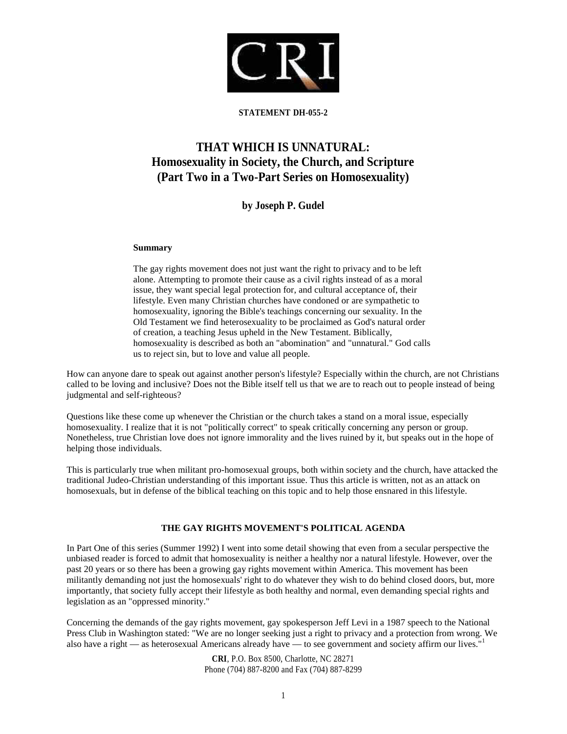**STATEMENT DH-055-2**

# THAT WHICH IS UNNATURAL: Homosexuality in Society, the Church, and Scripture (Part Two in a Two-Part Series on Homosexuality)

**by Joseph P. Gudel**

**Summary**

The gay rights movement does not just want the right to privacy and to be left alone. Attempting to promote their cause as a civil rights instead of as a moral issue, they want special legal protection for, and cultural acceptance of, their lifestyle. Even many Christian churches have condoned or are sympathetic to homosexuality, ignoring the Bible's teachings concerning our sexuality. In the Old Testament we find heterosexuality to be proclaimed as God's natural order of creation, a teaching Jesus upheld in the New Testament. Biblically, homosexuality is described as both an "abomination" and "unnatural." God calls us to reject sin, but to love and value all people.

How can anyone dare to speak out against another person's lifestyle? Especially within the church, are not Christians called to be loving and inclusive? Does not the Bible itself tell us that we are to reach out to people instead of being judgmental and self-righteous?

Questions like these come up whenever the Christian or the church takes a stand on a moral issue, especially homosexuality. I realize that it is not "politically correct" to speak critically concerning any person or group. Nonetheless, true Christian love does not ignore immorality and the lives ruined by it, but speaks out in the hope of helping those individuals.

This is particularly true when militant pro-homosexual groups, both within society and the church, have attacked the traditional Judeo-Christian understanding of this important issue. Thus this article is written, not as an attack on homosexuals, but in defense of the biblical teaching on this topic and to help those ensnared in this lifestyle.

## THE GAY RIGHTS MOVEMENT'S POLITICAL AGENDA

In Part One of this series (Summer 1992) I went into some detail showing that even from a secular perspective the unbiased reader is forced to admit that homosexuality is neither a healthy nor a natural lifestyle. However, over the past 20 years or so there has been a growing gay rights movement within America. This movement has been militantly demanding not just the homosexuals' right to do whatever they wish to do behind closed doors, but, more importantly, that society fully accept their lifestyle as both healthy and normal, even demanding special rights and legislation as an "oppressed minority."

Concerning the demands of the gay rights movement, gay spokesperson Jeff Levi in a 1987 speech to the National Press Club in Washington stated: "We are no longer seeking just a right to privacy and a protection from wrong. We also have a right — as heterosexual Americans already have — to see government and society affirm our lives."[1]

**CRI**, P.O. Box 8500, Charlotte, NC 28271
Phone (704) 887-8200 and Fax (704) 887-8299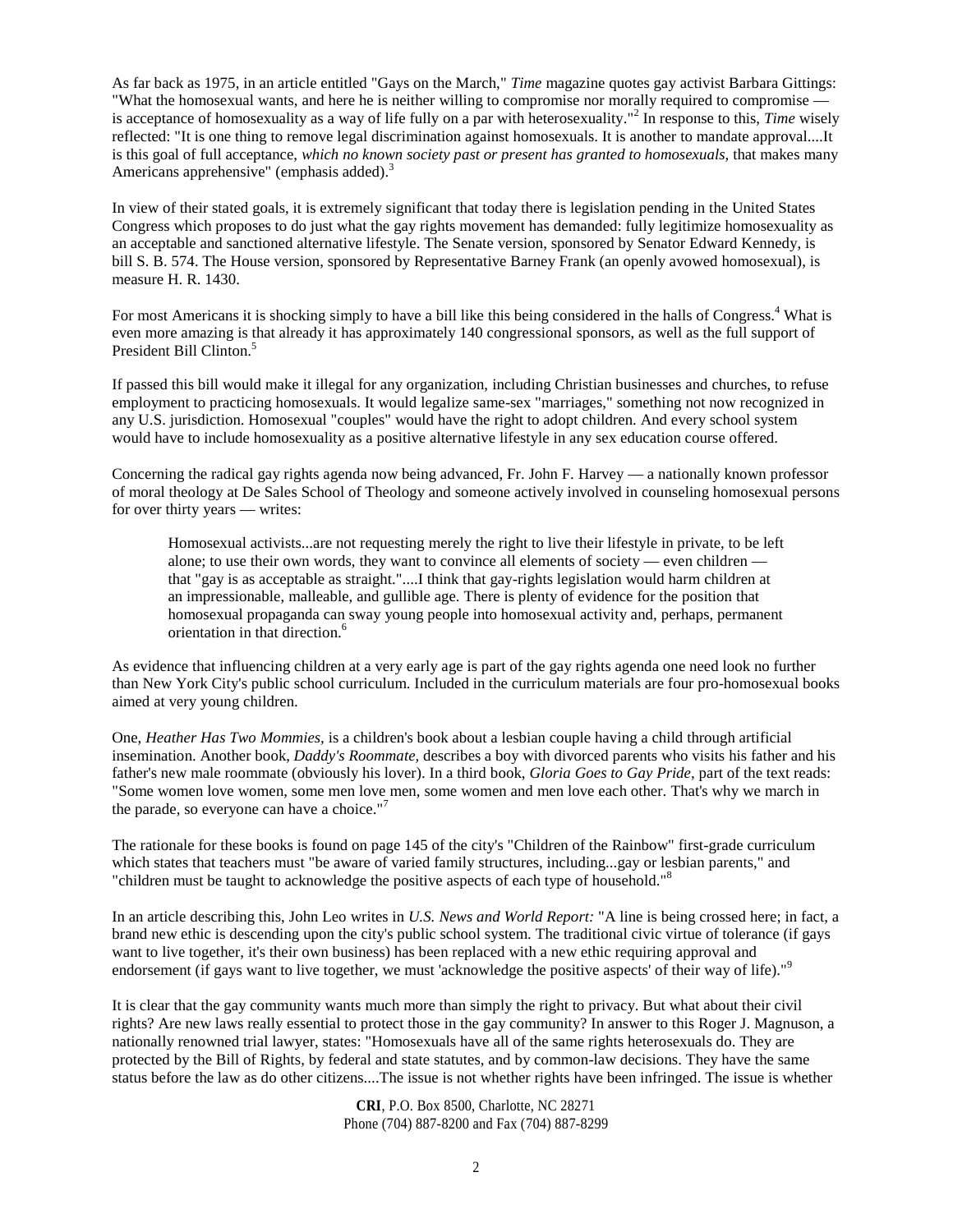As far back as 1975, in an article entitled "Gays on the March," *Time* magazine quotes gay activist Barbara Gittings: "What the homosexual wants, and here he is neither willing to compromise nor morally required to compromise — is acceptance of homosexuality as a way of life fully on a par with heterosexuality."[2] In response to this, *Time* wisely reflected: "It is one thing to remove legal discrimination against homosexuals. It is another to mandate approval....It is this goal of full acceptance, *which no known society past or present has granted to homosexuals,* that makes many Americans apprehensive" (emphasis added).[3]

In view of their stated goals, it is extremely significant that today there is legislation pending in the United States Congress which proposes to do just what the gay rights movement has demanded: fully legitimize homosexuality as an acceptable and sanctioned alternative lifestyle. The Senate version, sponsored by Senator Edward Kennedy, is bill S. B. 574. The House version, sponsored by Representative Barney Frank (an openly avowed homosexual), is measure H. R. 1430.

For most Americans it is shocking simply to have a bill like this being considered in the halls of Congress.[4] What is even more amazing is that already it has approximately 140 congressional sponsors, as well as the full support of President Bill Clinton.[5]

If passed this bill would make it illegal for any organization, including Christian businesses and churches, to refuse employment to practicing homosexuals. It would legalize same-sex "marriages," something not now recognized in any U.S. jurisdiction. Homosexual "couples" would have the right to adopt children. And every school system would have to include homosexuality as a positive alternative lifestyle in any sex education course offered.

Concerning the radical gay rights agenda now being advanced, Fr. John F. Harvey — a nationally known professor of moral theology at De Sales School of Theology and someone actively involved in counseling homosexual persons for over thirty years — writes:

> Homosexual activists...are not requesting merely the right to live their lifestyle in private, to be left alone; to use their own words, they want to convince all elements of society — even children — that "gay is as acceptable as straight."....I think that gay-rights legislation would harm children at an impressionable, malleable, and gullible age. There is plenty of evidence for the position that homosexual propaganda can sway young people into homosexual activity and, perhaps, permanent orientation in that direction.[6]

As evidence that influencing children at a very early age is part of the gay rights agenda one need look no further than New York City's public school curriculum. Included in the curriculum materials are four pro-homosexual books aimed at very young children.

One, *Heather Has Two Mommies,* is a children's book about a lesbian couple having a child through artificial insemination. Another book, *Daddy's Roommate,* describes a boy with divorced parents who visits his father and his father's new male roommate (obviously his lover). In a third book, *Gloria Goes to Gay Pride,* part of the text reads: "Some women love women, some men love men, some women and men love each other. That's why we march in the parade, so everyone can have a choice."[7]

The rationale for these books is found on page 145 of the city's "Children of the Rainbow" first-grade curriculum which states that teachers must "be aware of varied family structures, including...gay or lesbian parents," and "children must be taught to acknowledge the positive aspects of each type of household."[8]

In an article describing this, John Leo writes in *U.S. News and World Report:* "A line is being crossed here; in fact, a brand new ethic is descending upon the city's public school system. The traditional civic virtue of tolerance (if gays want to live together, it's their own business) has been replaced with a new ethic requiring approval and endorsement (if gays want to live together, we must 'acknowledge the positive aspects' of their way of life)."[9]

It is clear that the gay community wants much more than simply the right to privacy. But what about their civil rights? Are new laws really essential to protect those in the gay community? In answer to this Roger J. Magnuson, a nationally renowned trial lawyer, states: "Homosexuals have all of the same rights heterosexuals do. They are protected by the Bill of Rights, by federal and state statutes, and by common-law decisions. They have the same status before the law as do other citizens....The issue is not whether rights have been infringed. The issue is whether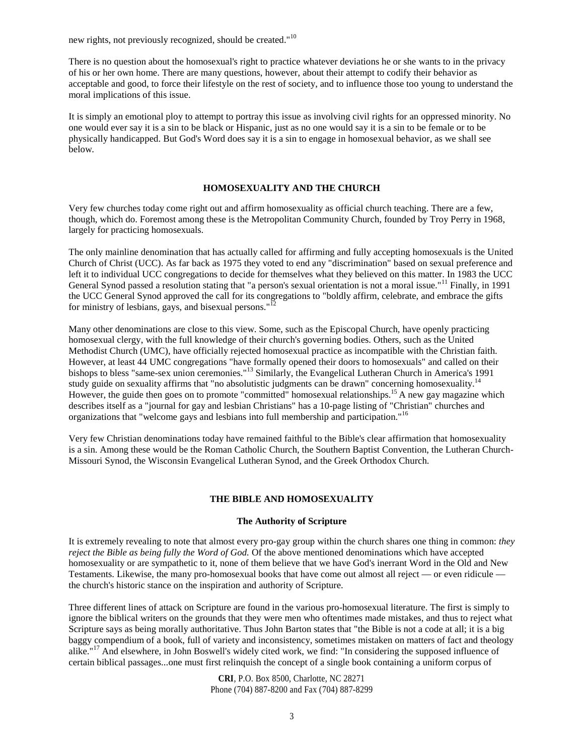new rights, not previously recognized, should be created."[10]

There is no question about the homosexual's right to practice whatever deviations he or she wants to in the privacy of his or her own home. There are many questions, however, about their attempt to codify their behavior as acceptable and good, to force their lifestyle on the rest of society, and to influence those too young to understand the moral implications of this issue.

It is simply an emotional ploy to attempt to portray this issue as involving civil rights for an oppressed minority. No one would ever say it is a sin to be black or Hispanic, just as no one would say it is a sin to be female or to be physically handicapped. But God's Word does say it is a sin to engage in homosexual behavior, as we shall see below.

## HOMOSEXUALITY AND THE CHURCH

Very few churches today come right out and affirm homosexuality as official church teaching. There are a few, though, which do. Foremost among these is the Metropolitan Community Church, founded by Troy Perry in 1968, largely for practicing homosexuals.

The only mainline denomination that has actually called for affirming and fully accepting homosexuals is the United Church of Christ (UCC). As far back as 1975 they voted to end any "discrimination" based on sexual preference and left it to individual UCC congregations to decide for themselves what they believed on this matter. In 1983 the UCC General Synod passed a resolution stating that "a person's sexual orientation is not a moral issue."[11] Finally, in 1991 the UCC General Synod approved the call for its congregations to "boldly affirm, celebrate, and embrace the gifts for ministry of lesbians, gays, and bisexual persons."[12]

Many other denominations are close to this view. Some, such as the Episcopal Church, have openly practicing homosexual clergy, with the full knowledge of their church's governing bodies. Others, such as the United Methodist Church (UMC), have officially rejected homosexual practice as incompatible with the Christian faith. However, at least 44 UMC congregations "have formally opened their doors to homosexuals" and called on their bishops to bless "same-sex union ceremonies."[13] Similarly, the Evangelical Lutheran Church in America's 1991 study guide on sexuality affirms that "no absolutistic judgments can be drawn" concerning homosexuality.[14] However, the guide then goes on to promote "committed" homosexual relationships.[15] A new gay magazine which describes itself as a "journal for gay and lesbian Christians" has a 10-page listing of "Christian" churches and organizations that "welcome gays and lesbians into full membership and participation."[16]

Very few Christian denominations today have remained faithful to the Bible's clear affirmation that homosexuality is a sin. Among these would be the Roman Catholic Church, the Southern Baptist Convention, the Lutheran Church-Missouri Synod, the Wisconsin Evangelical Lutheran Synod, and the Greek Orthodox Church.

## THE BIBLE AND HOMOSEXUALITY

### The Authority of Scripture

It is extremely revealing to note that almost every pro-gay group within the church shares one thing in common: *they reject the Bible as being fully the Word of God.* Of the above mentioned denominations which have accepted homosexuality or are sympathetic to it, none of them believe that we have God's inerrant Word in the Old and New Testaments. Likewise, the many pro-homosexual books that have come out almost all reject — or even ridicule — the church's historic stance on the inspiration and authority of Scripture.

Three different lines of attack on Scripture are found in the various pro-homosexual literature. The first is simply to ignore the biblical writers on the grounds that they were men who oftentimes made mistakes, and thus to reject what Scripture says as being morally authoritative. Thus John Barton states that "the Bible is not a code at all; it is a big baggy compendium of a book, full of variety and inconsistency, sometimes mistaken on matters of fact and theology alike."[17] And elsewhere, in John Boswell's widely cited work, we find: "In considering the supposed influence of certain biblical passages...one must first relinquish the concept of a single book containing a uniform corpus of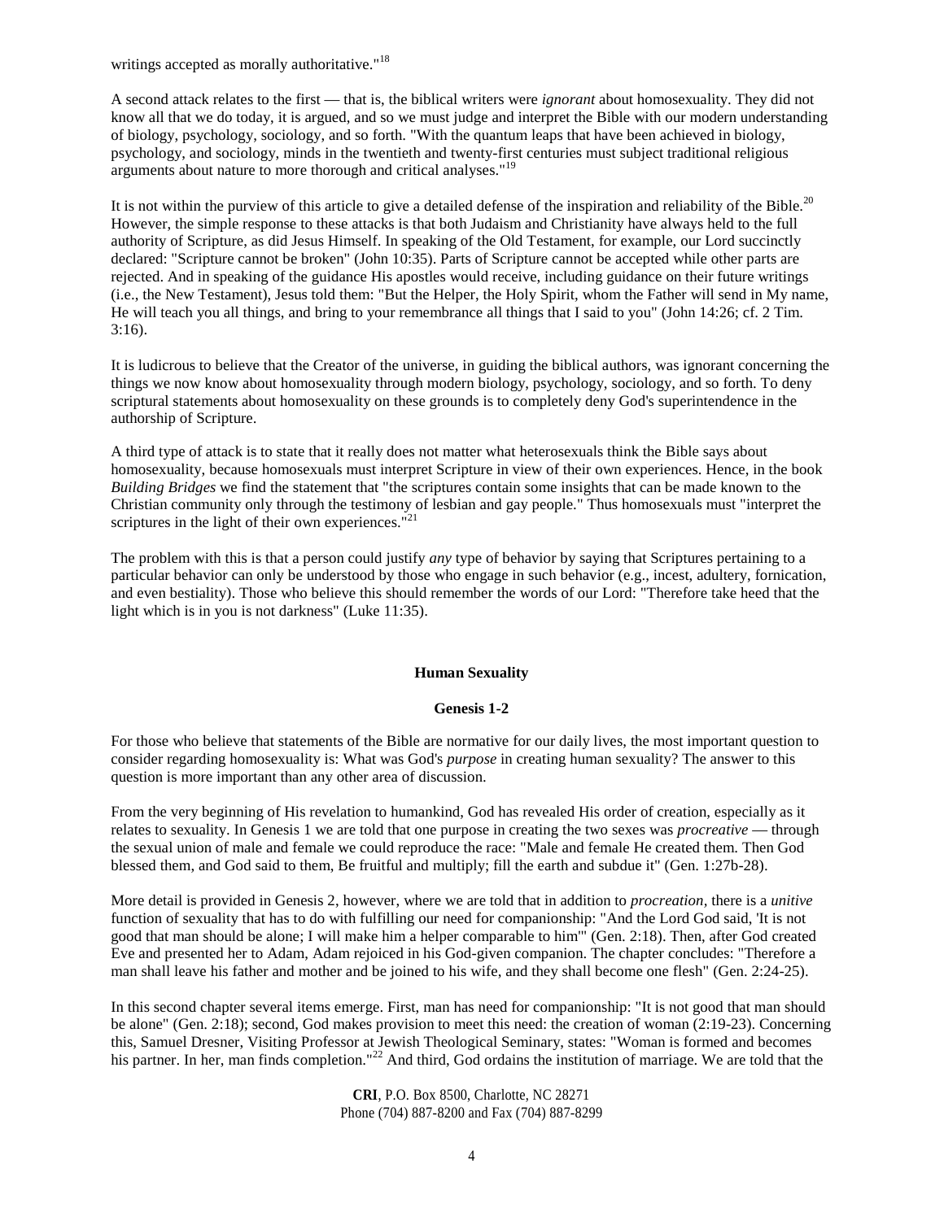writings accepted as morally authoritative."[18]

A second attack relates to the first — that is, the biblical writers were *ignorant* about homosexuality. They did not know all that we do today, it is argued, and so we must judge and interpret the Bible with our modern understanding of biology, psychology, sociology, and so forth. "With the quantum leaps that have been achieved in biology, psychology, and sociology, minds in the twentieth and twenty-first centuries must subject traditional religious arguments about nature to more thorough and critical analyses."[19]

It is not within the purview of this article to give a detailed defense of the inspiration and reliability of the Bible.[20] However, the simple response to these attacks is that both Judaism and Christianity have always held to the full authority of Scripture, as did Jesus Himself. In speaking of the Old Testament, for example, our Lord succinctly declared: "Scripture cannot be broken" (John 10:35). Parts of Scripture cannot be accepted while other parts are rejected. And in speaking of the guidance His apostles would receive, including guidance on their future writings (i.e., the New Testament), Jesus told them: "But the Helper, the Holy Spirit, whom the Father will send in My name, He will teach you all things, and bring to your remembrance all things that I said to you" (John 14:26; cf. 2 Tim. 3:16).

It is ludicrous to believe that the Creator of the universe, in guiding the biblical authors, was ignorant concerning the things we now know about homosexuality through modern biology, psychology, sociology, and so forth. To deny scriptural statements about homosexuality on these grounds is to completely deny God's superintendence in the authorship of Scripture.

A third type of attack is to state that it really does not matter what heterosexuals think the Bible says about homosexuality, because homosexuals must interpret Scripture in view of their own experiences. Hence, in the book *Building Bridges* we find the statement that "the scriptures contain some insights that can be made known to the Christian community only through the testimony of lesbian and gay people." Thus homosexuals must "interpret the scriptures in the light of their own experiences."[21]

The problem with this is that a person could justify *any* type of behavior by saying that Scriptures pertaining to a particular behavior can only be understood by those who engage in such behavior (e.g., incest, adultery, fornication, and even bestiality). Those who believe this should remember the words of our Lord: "Therefore take heed that the light which is in you is not darkness" (Luke 11:35).

## Human Sexuality

### Genesis 1-2

For those who believe that statements of the Bible are normative for our daily lives, the most important question to consider regarding homosexuality is: What was God's *purpose* in creating human sexuality? The answer to this question is more important than any other area of discussion.

From the very beginning of His revelation to humankind, God has revealed His order of creation, especially as it relates to sexuality. In Genesis 1 we are told that one purpose in creating the two sexes was *procreative* — through the sexual union of male and female we could reproduce the race: "Male and female He created them. Then God blessed them, and God said to them, Be fruitful and multiply; fill the earth and subdue it" (Gen. 1:27b-28).

More detail is provided in Genesis 2, however, where we are told that in addition to *procreation*, there is a *unitive* function of sexuality that has to do with fulfilling our need for companionship: "And the Lord God said, 'It is not good that man should be alone; I will make him a helper comparable to him'" (Gen. 2:18). Then, after God created Eve and presented her to Adam, Adam rejoiced in his God-given companion. The chapter concludes: "Therefore a man shall leave his father and mother and be joined to his wife, and they shall become one flesh" (Gen. 2:24-25).

In this second chapter several items emerge. First, man has need for companionship: "It is not good that man should be alone" (Gen. 2:18); second, God makes provision to meet this need: the creation of woman (2:19-23). Concerning this, Samuel Dresner, Visiting Professor at Jewish Theological Seminary, states: "Woman is formed and becomes his partner. In her, man finds completion."[22] And third, God ordains the institution of marriage. We are told that the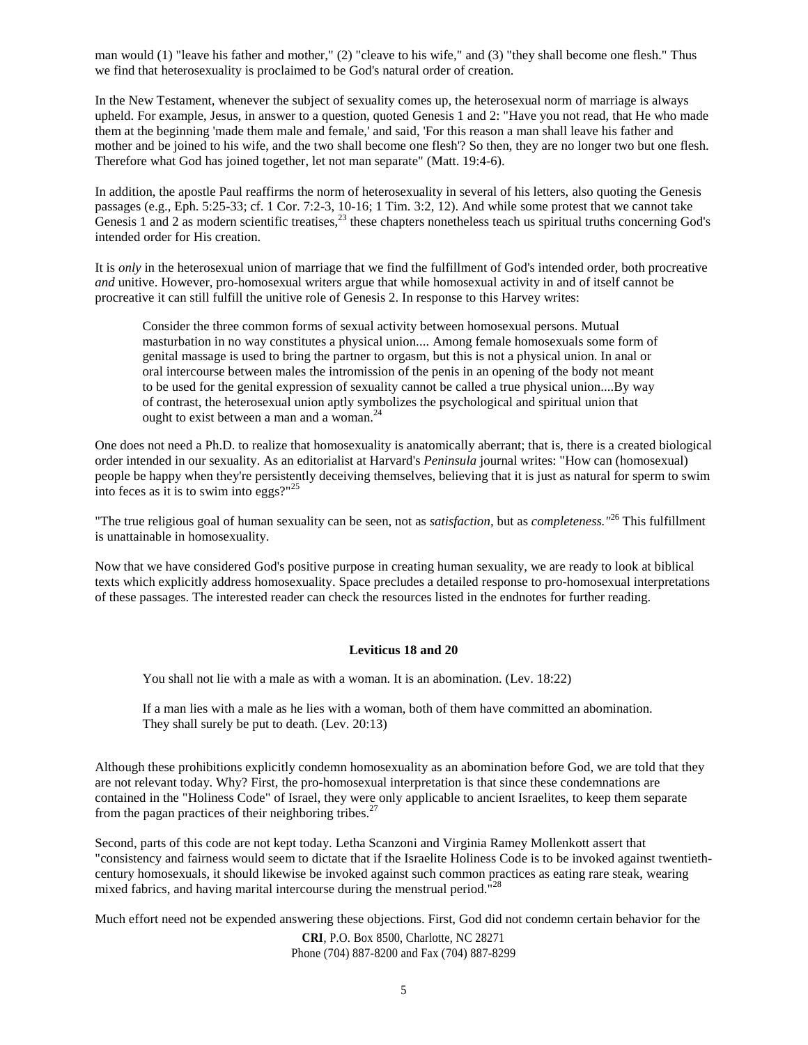man would (1) "leave his father and mother," (2) "cleave to his wife," and (3) "they shall become one flesh." Thus we find that heterosexuality is proclaimed to be God's natural order of creation.

In the New Testament, whenever the subject of sexuality comes up, the heterosexual norm of marriage is always upheld. For example, Jesus, in answer to a question, quoted Genesis 1 and 2: "Have you not read, that He who made them at the beginning 'made them male and female,' and said, 'For this reason a man shall leave his father and mother and be joined to his wife, and the two shall become one flesh'? So then, they are no longer two but one flesh. Therefore what God has joined together, let not man separate" (Matt. 19:4-6).

In addition, the apostle Paul reaffirms the norm of heterosexuality in several of his letters, also quoting the Genesis passages (e.g., Eph. 5:25-33; cf. 1 Cor. 7:2-3, 10-16; 1 Tim. 3:2, 12). And while some protest that we cannot take Genesis 1 and 2 as modern scientific treatises,[23] these chapters nonetheless teach us spiritual truths concerning God's intended order for His creation.

It is *only* in the heterosexual union of marriage that we find the fulfillment of God's intended order, both procreative *and* unitive. However, pro-homosexual writers argue that while homosexual activity in and of itself cannot be procreative it can still fulfill the unitive role of Genesis 2. In response to this Harvey writes:

> Consider the three common forms of sexual activity between homosexual persons. Mutual masturbation in no way constitutes a physical union.... Among female homosexuals some form of genital massage is used to bring the partner to orgasm, but this is not a physical union. In anal or oral intercourse between males the intromission of the penis in an opening of the body not meant to be used for the genital expression of sexuality cannot be called a true physical union....By way of contrast, the heterosexual union aptly symbolizes the psychological and spiritual union that ought to exist between a man and a woman.[24]

One does not need a Ph.D. to realize that homosexuality is anatomically aberrant; that is, there is a created biological order intended in our sexuality. As an editorialist at Harvard's *Peninsula* journal writes: "How can (homosexual) people be happy when they're persistently deceiving themselves, believing that it is just as natural for sperm to swim into feces as it is to swim into eggs?"[25]

"The true religious goal of human sexuality can be seen, not as *satisfaction*, but as *completeness*."[26] This fulfillment is unattainable in homosexuality.

Now that we have considered God's positive purpose in creating human sexuality, we are ready to look at biblical texts which explicitly address homosexuality. Space precludes a detailed response to pro-homosexual interpretations of these passages. The interested reader can check the resources listed in the endnotes for further reading.

### Leviticus 18 and 20

> You shall not lie with a male as with a woman. It is an abomination. (Lev. 18:22)
>
> If a man lies with a male as he lies with a woman, both of them have committed an abomination. They shall surely be put to death. (Lev. 20:13)

Although these prohibitions explicitly condemn homosexuality as an abomination before God, we are told that they are not relevant today. Why? First, the pro-homosexual interpretation is that since these condemnations are contained in the "Holiness Code" of Israel, they were only applicable to ancient Israelites, to keep them separate from the pagan practices of their neighboring tribes.[27]

Second, parts of this code are not kept today. Letha Scanzoni and Virginia Ramey Mollenkott assert that "consistency and fairness would seem to dictate that if the Israelite Holiness Code is to be invoked against twentieth-century homosexuals, it should likewise be invoked against such common practices as eating rare steak, wearing mixed fabrics, and having marital intercourse during the menstrual period."[28]

Much effort need not be expended answering these objections. First, God did not condemn certain behavior for the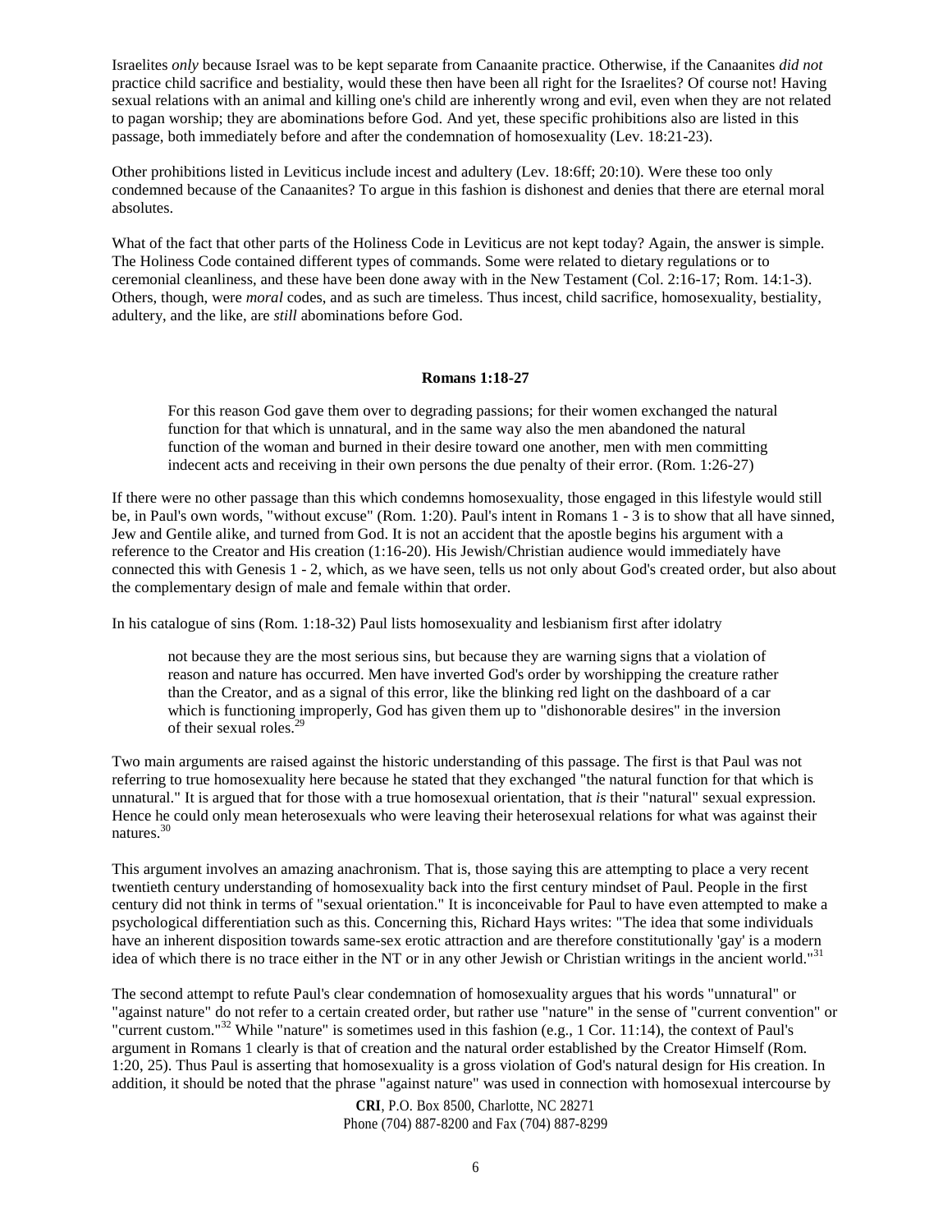Israelites *only* because Israel was to be kept separate from Canaanite practice. Otherwise, if the Canaanites *did not* practice child sacrifice and bestiality, would these then have been all right for the Israelites? Of course not! Having sexual relations with an animal and killing one's child are inherently wrong and evil, even when they are not related to pagan worship; they are abominations before God. And yet, these specific prohibitions also are listed in this passage, both immediately before and after the condemnation of homosexuality (Lev. 18:21-23).

Other prohibitions listed in Leviticus include incest and adultery (Lev. 18:6ff; 20:10). Were these too only condemned because of the Canaanites? To argue in this fashion is dishonest and denies that there are eternal moral absolutes.

What of the fact that other parts of the Holiness Code in Leviticus are not kept today? Again, the answer is simple. The Holiness Code contained different types of commands. Some were related to dietary regulations or to ceremonial cleanliness, and these have been done away with in the New Testament (Col. 2:16-17; Rom. 14:1-3). Others, though, were *moral* codes, and as such are timeless. Thus incest, child sacrifice, homosexuality, bestiality, adultery, and the like, are *still* abominations before God.

**Romans 1:18-27**

> For this reason God gave them over to degrading passions; for their women exchanged the natural function for that which is unnatural, and in the same way also the men abandoned the natural function of the woman and burned in their desire toward one another, men with men committing indecent acts and receiving in their own persons the due penalty of their error. (Rom. 1:26-27)

If there were no other passage than this which condemns homosexuality, those engaged in this lifestyle would still be, in Paul's own words, "without excuse" (Rom. 1:20). Paul's intent in Romans 1 - 3 is to show that all have sinned, Jew and Gentile alike, and turned from God. It is not an accident that the apostle begins his argument with a reference to the Creator and His creation (1:16-20). His Jewish/Christian audience would immediately have connected this with Genesis 1 - 2, which, as we have seen, tells us not only about God's created order, but also about the complementary design of male and female within that order.

In his catalogue of sins (Rom. 1:18-32) Paul lists homosexuality and lesbianism first after idolatry

> not because they are the most serious sins, but because they are warning signs that a violation of reason and nature has occurred. Men have inverted God's order by worshipping the creature rather than the Creator, and as a signal of this error, like the blinking red light on the dashboard of a car which is functioning improperly, God has given them up to "dishonorable desires" in the inversion of their sexual roles.[29]

Two main arguments are raised against the historic understanding of this passage. The first is that Paul was not referring to true homosexuality here because he stated that they exchanged "the natural function for that which is unnatural." It is argued that for those with a true homosexual orientation, that *is* their "natural" sexual expression. Hence he could only mean heterosexuals who were leaving their heterosexual relations for what was against their natures.[30]

This argument involves an amazing anachronism. That is, those saying this are attempting to place a very recent twentieth century understanding of homosexuality back into the first century mindset of Paul. People in the first century did not think in terms of "sexual orientation." It is inconceivable for Paul to have even attempted to make a psychological differentiation such as this. Concerning this, Richard Hays writes: "The idea that some individuals have an inherent disposition towards same-sex erotic attraction and are therefore constitutionally 'gay' is a modern idea of which there is no trace either in the NT or in any other Jewish or Christian writings in the ancient world."[31]

The second attempt to refute Paul's clear condemnation of homosexuality argues that his words "unnatural" or "against nature" do not refer to a certain created order, but rather use "nature" in the sense of "current convention" or "current custom."[32] While "nature" is sometimes used in this fashion (e.g., 1 Cor. 11:14), the context of Paul's argument in Romans 1 clearly is that of creation and the natural order established by the Creator Himself (Rom. 1:20, 25). Thus Paul is asserting that homosexuality is a gross violation of God's natural design for His creation. In addition, it should be noted that the phrase "against nature" was used in connection with homosexual intercourse by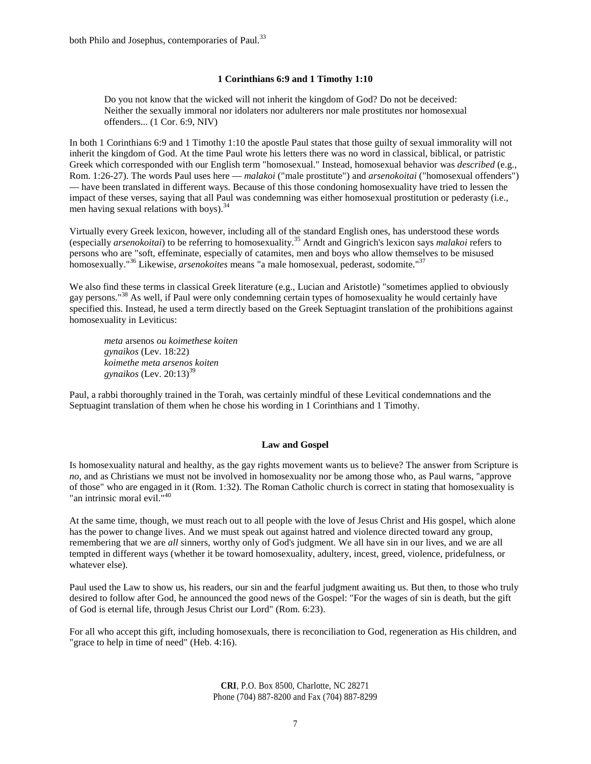both Philo and Josephus, contemporaries of Paul.[33]

### 1 Corinthians 6:9 and 1 Timothy 1:10

> Do you not know that the wicked will not inherit the kingdom of God? Do not be deceived: Neither the sexually immoral nor idolaters nor adulterers nor male prostitutes nor homosexual offenders... (1 Cor. 6:9, NIV)

In both 1 Corinthians 6:9 and 1 Timothy 1:10 the apostle Paul states that those guilty of sexual immorality will not inherit the kingdom of God. At the time Paul wrote his letters there was no word in classical, biblical, or patristic Greek which corresponded with our English term "homosexual." Instead, homosexual behavior was *described* (e.g., Rom. 1:26-27). The words Paul uses here — *malakoi* ("male prostitute") and *arsenokoitai* ("homosexual offenders") — have been translated in different ways. Because of this those condoning homosexuality have tried to lessen the impact of these verses, saying that all Paul was condemning was either homosexual prostitution or pederasty (i.e., men having sexual relations with boys).[34]

Virtually every Greek lexicon, however, including all of the standard English ones, has understood these words (especially *arsenokoitai*) to be referring to homosexuality.[35] Arndt and Gingrich's lexicon says *malakoi* refers to persons who are "soft, effeminate, especially of catamites, men and boys who allow themselves to be misused homosexually."[36] Likewise, *arsenokoites* means "a male homosexual, pederast, sodomite."[37]

We also find these terms in classical Greek literature (e.g., Lucian and Aristotle) "sometimes applied to obviously gay persons."[38] As well, if Paul were only condemning certain types of homosexuality he would certainly have specified this. Instead, he used a term directly based on the Greek Septuagint translation of the prohibitions against homosexuality in Leviticus:

> *meta* arsenos *ou koimethese koiten*
> *gynaikos* (Lev. 18:22)
> *koimethe meta arsenos koiten*
> *gynaikos* (Lev. 20:13)[39]

Paul, a rabbi thoroughly trained in the Torah, was certainly mindful of these Levitical condemnations and the Septuagint translation of them when he chose his wording in 1 Corinthians and 1 Timothy.

### Law and Gospel

Is homosexuality natural and healthy, as the gay rights movement wants us to believe? The answer from Scripture is *no*, and as Christians we must not be involved in homosexuality nor be among those who, as Paul warns, "approve of those" who are engaged in it (Rom. 1:32). The Roman Catholic church is correct in stating that homosexuality is "an intrinsic moral evil."[40]

At the same time, though, we must reach out to all people with the love of Jesus Christ and His gospel, which alone has the power to change lives. And we must speak out against hatred and violence directed toward any group, remembering that we are *all* sinners, worthy only of God's judgment. We all have sin in our lives, and we are all tempted in different ways (whether it be toward homosexuality, adultery, incest, greed, violence, pridefulness, or whatever else).

Paul used the Law to show us, his readers, our sin and the fearful judgment awaiting us. But then, to those who truly desired to follow after God, he announced the good news of the Gospel: "For the wages of sin is death, but the gift of God is eternal life, through Jesus Christ our Lord" (Rom. 6:23).

For all who accept this gift, including homosexuals, there is reconciliation to God, regeneration as His children, and "grace to help in time of need" (Heb. 4:16).

**CRI**, P.O. Box 8500, Charlotte, NC 28271
Phone (704) 887-8200 and Fax (704) 887-8299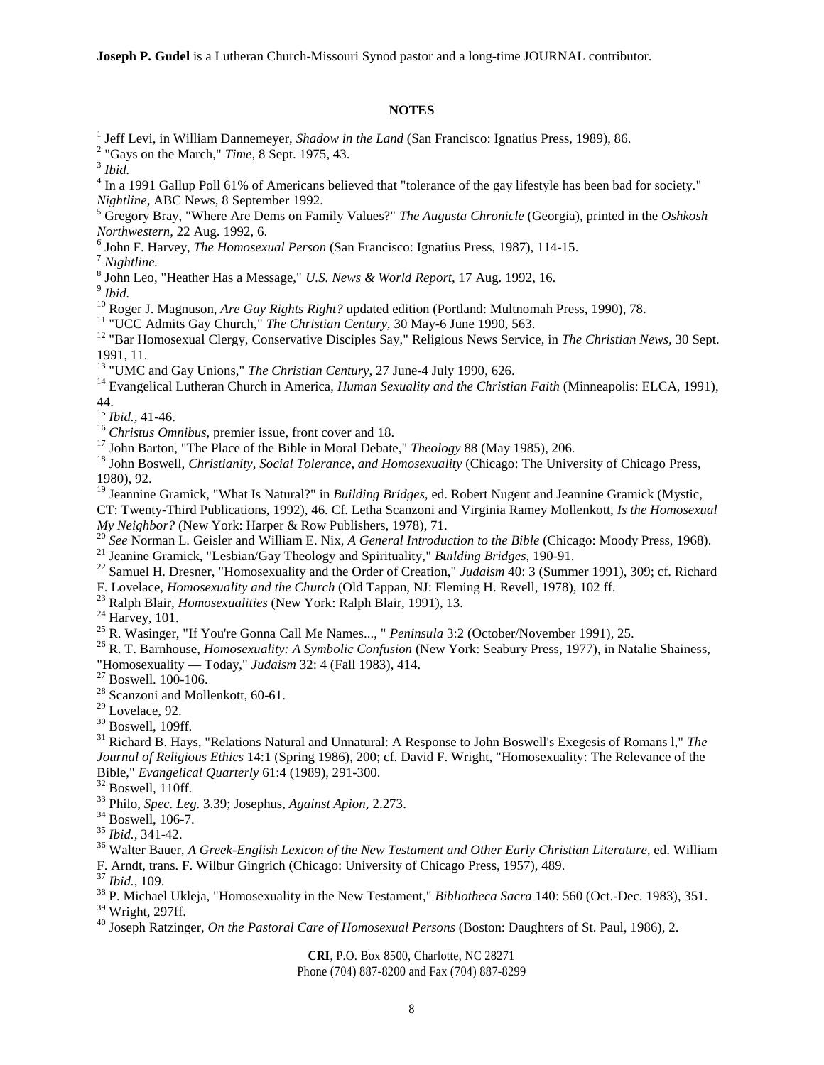**Joseph P. Gudel** is a Lutheran Church-Missouri Synod pastor and a long-time JOURNAL contributor.

## NOTES

[1] Jeff Levi, in William Dannemeyer, *Shadow in the Land* (San Francisco: Ignatius Press, 1989), 86.
[2] "Gays on the March," *Time,* 8 Sept. 1975, 43.
[3] *Ibid.*
[4] In a 1991 Gallup Poll 61% of Americans believed that "tolerance of the gay lifestyle has been bad for society." *Nightline*, ABC News, 8 September 1992.
[5] Gregory Bray, "Where Are Dems on Family Values?" *The Augusta Chronicle* (Georgia), printed in the *Oshkosh Northwestern,* 22 Aug. 1992, 6.
[6] John F. Harvey, *The Homosexual Person* (San Francisco: Ignatius Press, 1987), 114-15.
[7] *Nightline.*
[8] John Leo, "Heather Has a Message," *U.S. News & World Report*, 17 Aug. 1992, 16.
[9] *Ibid.*
[10] Roger J. Magnuson, *Are Gay Rights Right?* updated edition (Portland: Multnomah Press, 1990), 78.
[11] "UCC Admits Gay Church," *The Christian Century*, 30 May-6 June 1990, 563.
[12] "Bar Homosexual Clergy, Conservative Disciples Say," Religious News Service, in *The Christian News,* 30 Sept. 1991, 11.
[13] "UMC and Gay Unions," *The Christian Century,* 27 June-4 July 1990, 626.
[14] Evangelical Lutheran Church in America, *Human Sexuality and the Christian Faith* (Minneapolis: ELCA, 1991), 44.
[15] *Ibid.,* 41-46.
[16] *Christus Omnibus*, premier issue, front cover and 18.
[17] John Barton, "The Place of the Bible in Moral Debate," *Theology* 88 (May 1985), 206.
[18] John Boswell, *Christianity, Social Tolerance, and Homosexuality* (Chicago: The University of Chicago Press, 1980), 92.
[19] Jeannine Gramick, "What Is Natural?" in *Building Bridges,* ed. Robert Nugent and Jeannine Gramick (Mystic, CT: Twenty-Third Publications, 1992), 46. Cf. Letha Scanzoni and Virginia Ramey Mollenkott, *Is the Homosexual My Neighbor?* (New York: Harper & Row Publishers, 1978), 71.
[20] *See* Norman L. Geisler and William E. Nix, *A General Introduction to the Bible* (Chicago: Moody Press, 1968).
[21] Jeanine Gramick, "Lesbian/Gay Theology and Spirituality," *Building Bridges,* 190-91.
[22] Samuel H. Dresner, "Homosexuality and the Order of Creation," *Judaism* 40: 3 (Summer 1991), 309; cf. Richard F. Lovelace, *Homosexuality and the Church* (Old Tappan, NJ: Fleming H. Revell, 1978), 102 ff.
[23] Ralph Blair, *Homosexualities* (New York: Ralph Blair, 1991), 13.
[24] Harvey, 101.
[25] R. Wasinger, "If You're Gonna Call Me Names..., " *Peninsula* 3:2 (October/November 1991), 25.
[26] R. T. Barnhouse, *Homosexuality: A Symbolic Confusion* (New York: Seabury Press, 1977), in Natalie Shainess, "Homosexuality — Today," *Judaism* 32: 4 (Fall 1983), 414.
[27] Boswell. 100-106.
[28] Scanzoni and Mollenkott, 60-61.
[29] Lovelace, 92.
[30] Boswell, 109ff.
[31] Richard B. Hays, "Relations Natural and Unnatural: A Response to John Boswell's Exegesis of Romans l," *The Journal of Religious Ethics* 14:1 (Spring 1986), 200; cf. David F. Wright, "Homosexuality: The Relevance of the Bible," *Evangelical Quarterly* 61:4 (1989), 291-300.
[32] Boswell, 110ff.
[33] Philo, *Spec. Leg.* 3.39; Josephus, *Against Apion,* 2.273.
[34] Boswell, 106-7.
[35] *Ibid.,* 341-42.
[36] Walter Bauer, *A Greek-English Lexicon of the New Testament and Other Early Christian Literature,* ed. William F. Arndt, trans. F. Wilbur Gingrich (Chicago: University of Chicago Press, 1957), 489.
[37] *Ibid.,* 109.
[38] P. Michael Ukleja, "Homosexuality in the New Testament," *Bibliotheca Sacra* 140: 560 (Oct.-Dec. 1983), 351.
[39] Wright, 297ff.
[40] Joseph Ratzinger, *On the Pastoral Care of Homosexual Persons* (Boston: Daughters of St. Paul, 1986), 2.

**CRI**, P.O. Box 8500, Charlotte, NC 28271
Phone (704) 887-8200 and Fax (704) 887-8299